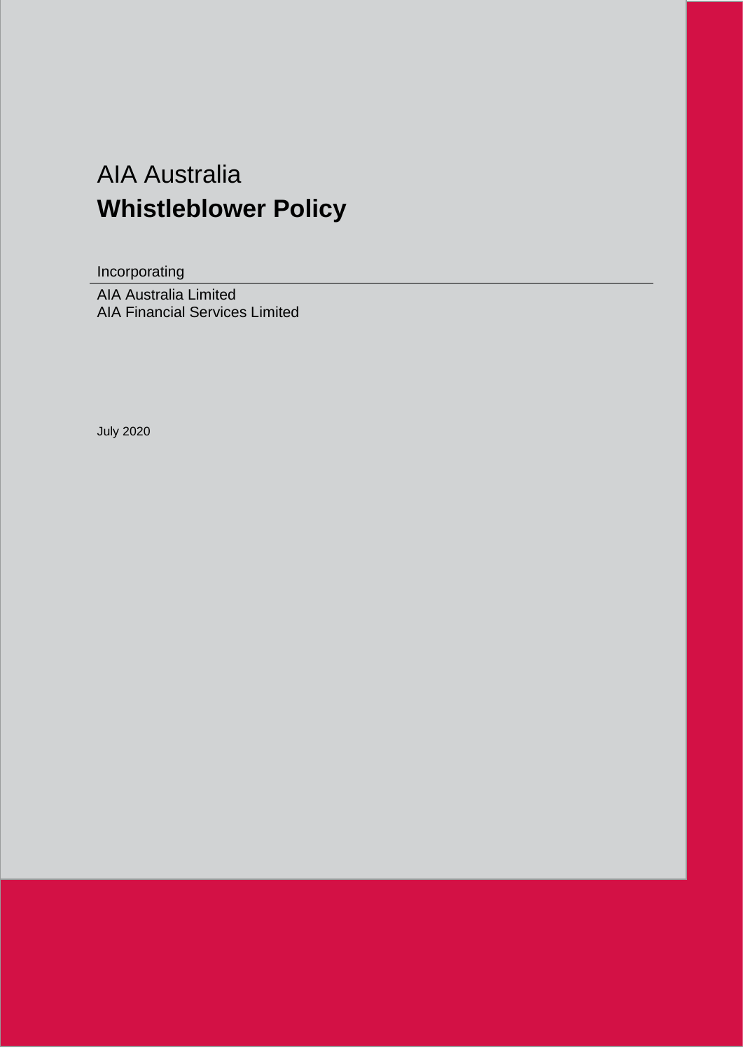AIA Australia

# Whistleblower Policy

Incorporating

AIA Australia Limited
AIA Financial Services Limited

July 2020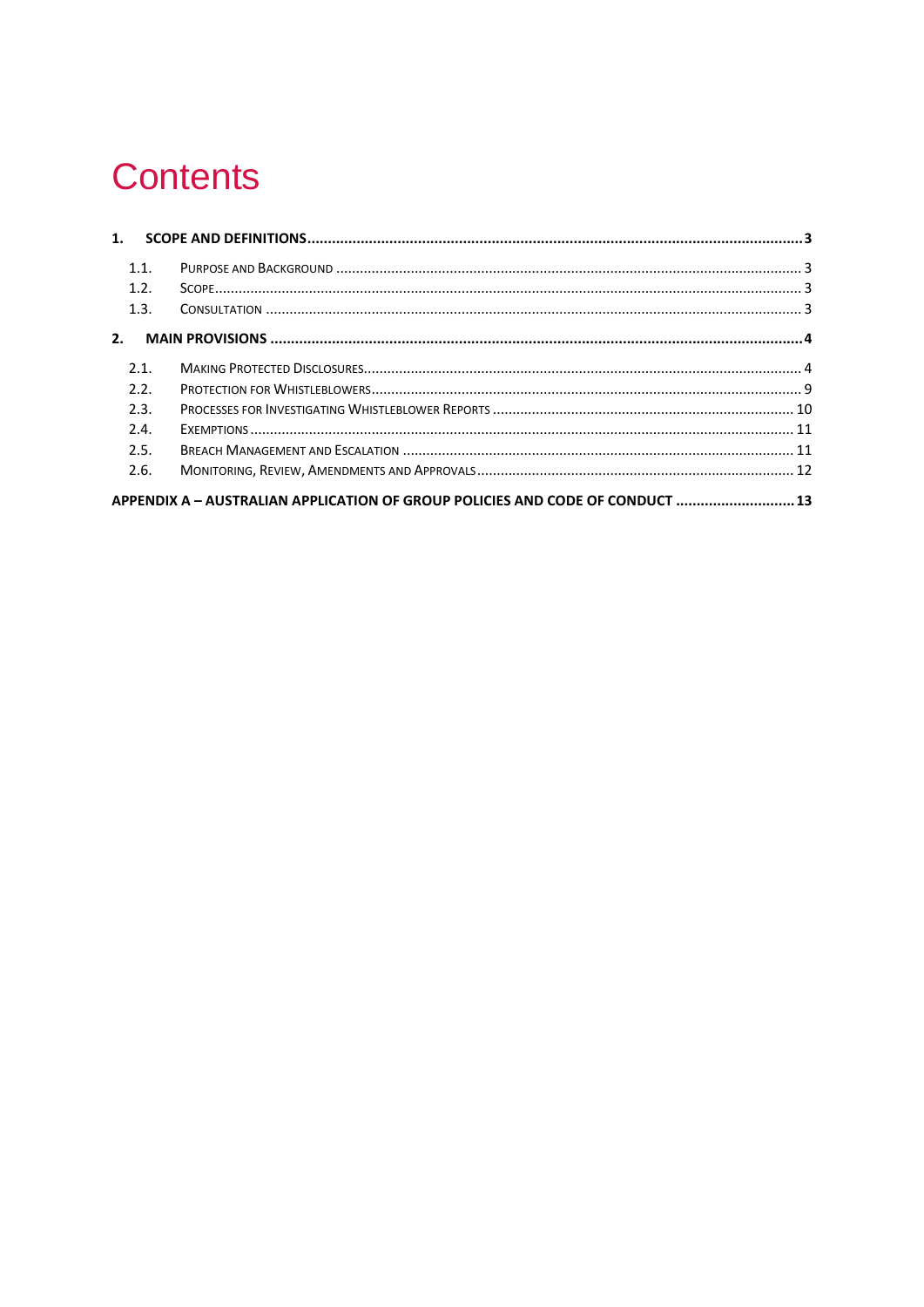# Contents

**1. SCOPE AND DEFINITIONS .......... 3**

- 1.1. Purpose and Background .......... 3
- 1.2. Scope .......... 3
- 1.3. Consultation .......... 3

**2. MAIN PROVISIONS .......... 4**

- 2.1. Making Protected Disclosures .......... 4
- 2.2. Protection for Whistleblowers .......... 9
- 2.3. Processes for Investigating Whistleblower Reports .......... 10
- 2.4. Exemptions .......... 11
- 2.5. Breach Management and Escalation .......... 11
- 2.6. Monitoring, Review, Amendments and Approvals .......... 12

**APPENDIX A – AUSTRALIAN APPLICATION OF GROUP POLICIES AND CODE OF CONDUCT .......... 13**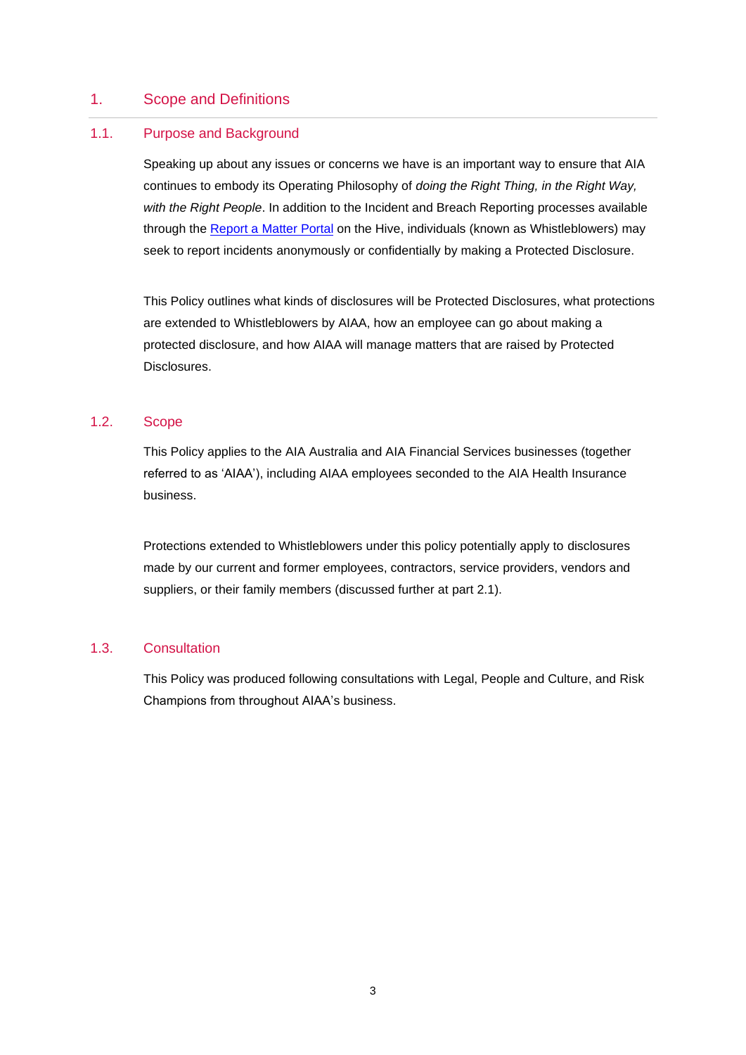# 1. Scope and Definitions

## 1.1. Purpose and Background

Speaking up about any issues or concerns we have is an important way to ensure that AIA continues to embody its Operating Philosophy of *doing the Right Thing, in the Right Way, with the Right People*. In addition to the Incident and Breach Reporting processes available through the [Report a Matter Portal]() on the Hive, individuals (known as Whistleblowers) may seek to report incidents anonymously or confidentially by making a Protected Disclosure.

This Policy outlines what kinds of disclosures will be Protected Disclosures, what protections are extended to Whistleblowers by AIAA, how an employee can go about making a protected disclosure, and how AIAA will manage matters that are raised by Protected Disclosures.

## 1.2. Scope

This Policy applies to the AIA Australia and AIA Financial Services businesses (together referred to as 'AIAA'), including AIAA employees seconded to the AIA Health Insurance business.

Protections extended to Whistleblowers under this policy potentially apply to disclosures made by our current and former employees, contractors, service providers, vendors and suppliers, or their family members (discussed further at part 2.1).

## 1.3. Consultation

This Policy was produced following consultations with Legal, People and Culture, and Risk Champions from throughout AIAA's business.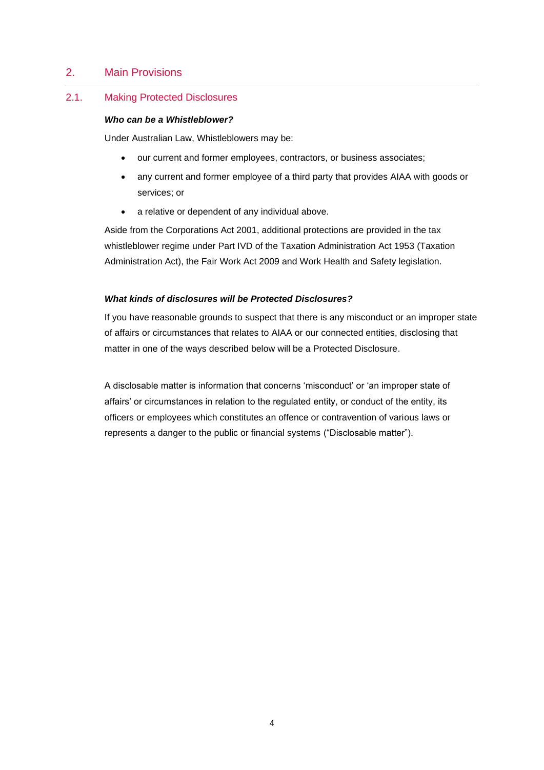## 2. Main Provisions

### 2.1. Making Protected Disclosures

***Who can be a Whistleblower?***

Under Australian Law, Whistleblowers may be:

- our current and former employees, contractors, or business associates;
- any current and former employee of a third party that provides AIAA with goods or services; or
- a relative or dependent of any individual above.

Aside from the Corporations Act 2001, additional protections are provided in the tax whistleblower regime under Part IVD of the Taxation Administration Act 1953 (Taxation Administration Act), the Fair Work Act 2009 and Work Health and Safety legislation.

***What kinds of disclosures will be Protected Disclosures?***

If you have reasonable grounds to suspect that there is any misconduct or an improper state of affairs or circumstances that relates to AIAA or our connected entities, disclosing that matter in one of the ways described below will be a Protected Disclosure.

A disclosable matter is information that concerns 'misconduct' or 'an improper state of affairs' or circumstances in relation to the regulated entity, or conduct of the entity, its officers or employees which constitutes an offence or contravention of various laws or represents a danger to the public or financial systems ("Disclosable matter").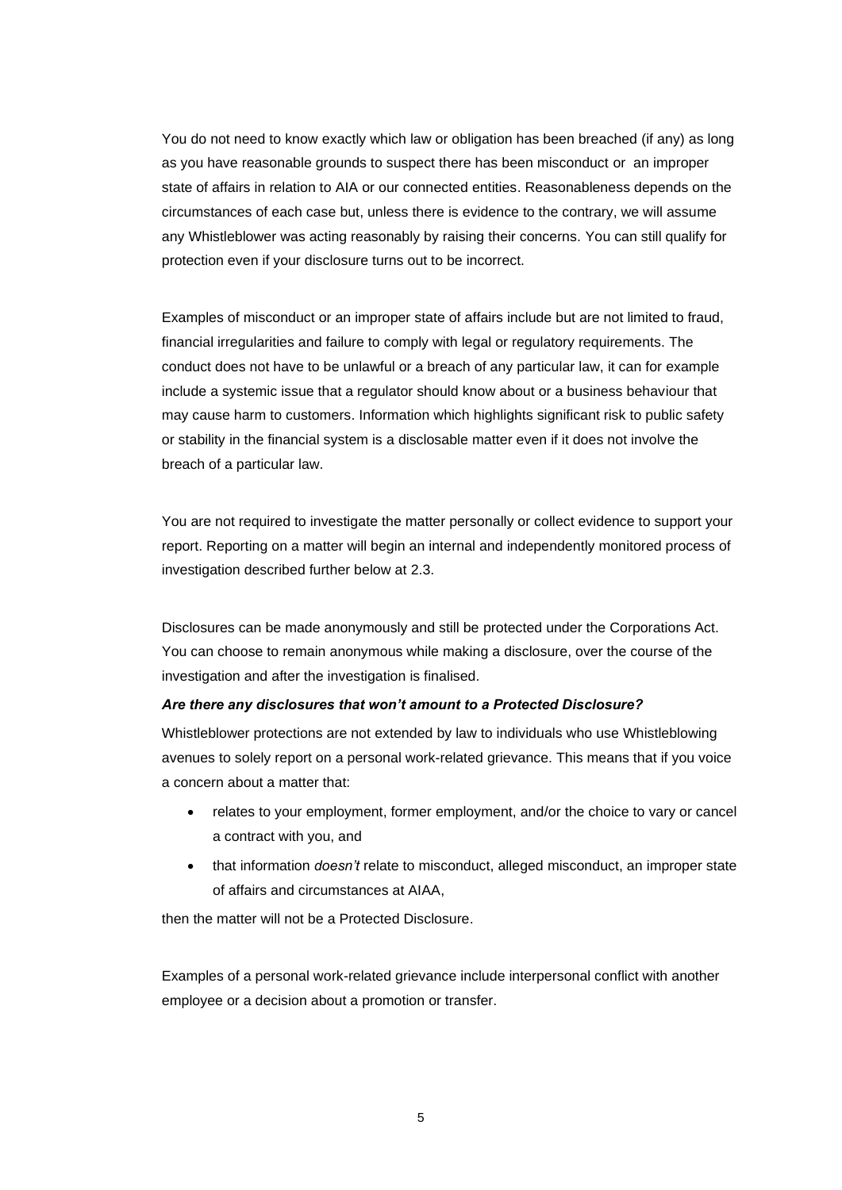You do not need to know exactly which law or obligation has been breached (if any) as long as you have reasonable grounds to suspect there has been misconduct or an improper state of affairs in relation to AIA or our connected entities. Reasonableness depends on the circumstances of each case but, unless there is evidence to the contrary, we will assume any Whistleblower was acting reasonably by raising their concerns. You can still qualify for protection even if your disclosure turns out to be incorrect.

Examples of misconduct or an improper state of affairs include but are not limited to fraud, financial irregularities and failure to comply with legal or regulatory requirements. The conduct does not have to be unlawful or a breach of any particular law, it can for example include a systemic issue that a regulator should know about or a business behaviour that may cause harm to customers. Information which highlights significant risk to public safety or stability in the financial system is a disclosable matter even if it does not involve the breach of a particular law.

You are not required to investigate the matter personally or collect evidence to support your report. Reporting on a matter will begin an internal and independently monitored process of investigation described further below at 2.3.

Disclosures can be made anonymously and still be protected under the Corporations Act. You can choose to remain anonymous while making a disclosure, over the course of the investigation and after the investigation is finalised.

***Are there any disclosures that won't amount to a Protected Disclosure?***

Whistleblower protections are not extended by law to individuals who use Whistleblowing avenues to solely report on a personal work-related grievance. This means that if you voice a concern about a matter that:

- relates to your employment, former employment, and/or the choice to vary or cancel a contract with you, and
- that information *doesn't* relate to misconduct, alleged misconduct, an improper state of affairs and circumstances at AIAA,

then the matter will not be a Protected Disclosure.

Examples of a personal work-related grievance include interpersonal conflict with another employee or a decision about a promotion or transfer.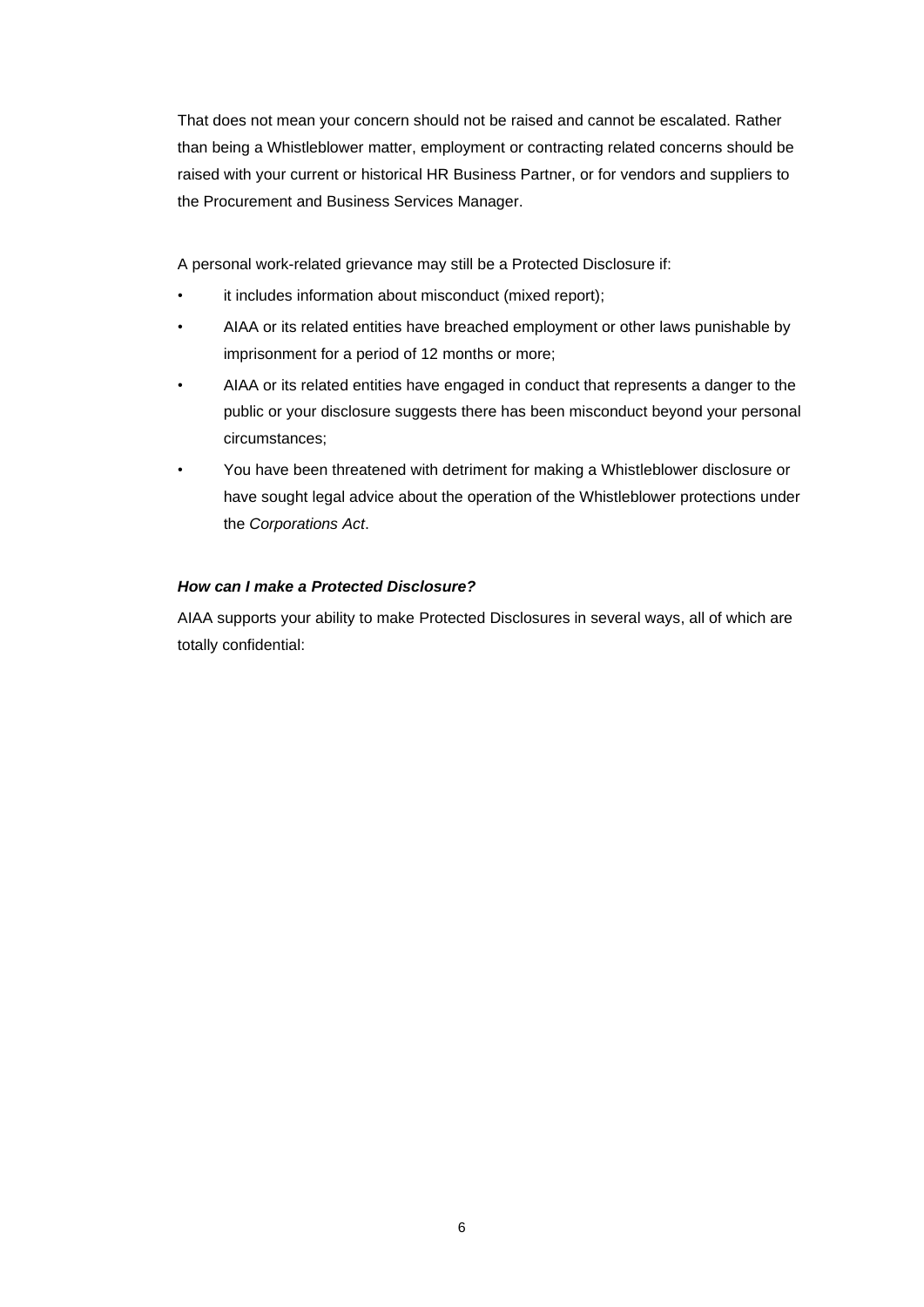That does not mean your concern should not be raised and cannot be escalated. Rather than being a Whistleblower matter, employment or contracting related concerns should be raised with your current or historical HR Business Partner, or for vendors and suppliers to the Procurement and Business Services Manager.

A personal work-related grievance may still be a Protected Disclosure if:

- it includes information about misconduct (mixed report);
- AIAA or its related entities have breached employment or other laws punishable by imprisonment for a period of 12 months or more;
- AIAA or its related entities have engaged in conduct that represents a danger to the public or your disclosure suggests there has been misconduct beyond your personal circumstances;
- You have been threatened with detriment for making a Whistleblower disclosure or have sought legal advice about the operation of the Whistleblower protections under the *Corporations Act*.

***How can I make a Protected Disclosure?***

AIAA supports your ability to make Protected Disclosures in several ways, all of which are totally confidential: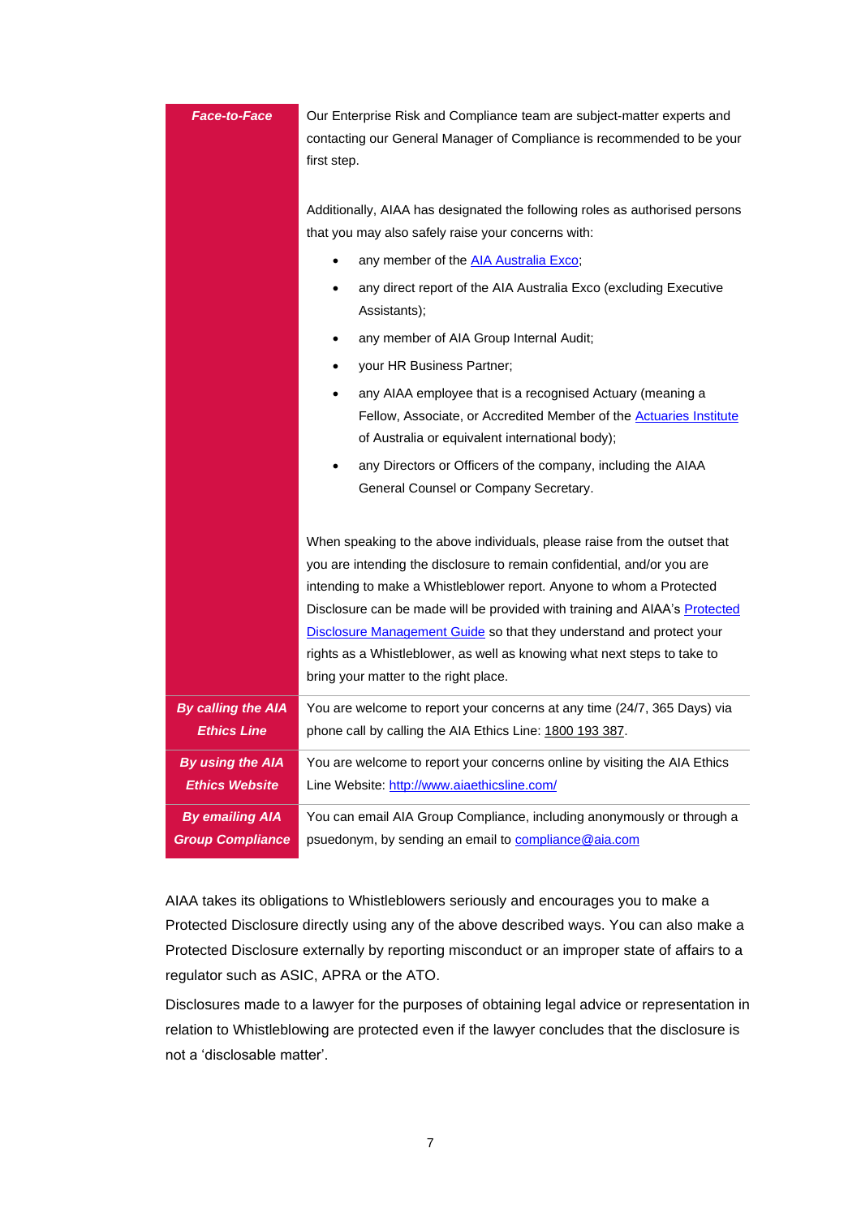| | |
|---|---|
| ***Face-to-Face*** | Our Enterprise Risk and Compliance team are subject-matter experts and contacting our General Manager of Compliance is recommended to be your first step.<br><br>Additionally, AIAA has designated the following roles as authorised persons that you may also safely raise your concerns with:<br>• any member of the AIA Australia Exco;<br>• any direct report of the AIA Australia Exco (excluding Executive Assistants);<br>• any member of AIA Group Internal Audit;<br>• your HR Business Partner;<br>• any AIAA employee that is a recognised Actuary (meaning a Fellow, Associate, or Accredited Member of the Actuaries Institute of Australia or equivalent international body);<br>• any Directors or Officers of the company, including the AIAA General Counsel or Company Secretary.<br><br>When speaking to the above individuals, please raise from the outset that you are intending the disclosure to remain confidential, and/or you are intending to make a Whistleblower report. Anyone to whom a Protected Disclosure can be made will be provided with training and AIAA's Protected Disclosure Management Guide so that they understand and protect your rights as a Whistleblower, as well as knowing what next steps to take to bring your matter to the right place. |
| ***By calling the AIA Ethics Line*** | You are welcome to report your concerns at any time (24/7, 365 Days) via phone call by calling the AIA Ethics Line: 1800 193 387. |
| ***By using the AIA Ethics Website*** | You are welcome to report your concerns online by visiting the AIA Ethics Line Website: http://www.aiaethicsline.com/ |
| ***By emailing AIA Group Compliance*** | You can email AIA Group Compliance, including anonymously or through a psuedonym, by sending an email to compliance@aia.com |

AIAA takes its obligations to Whistleblowers seriously and encourages you to make a Protected Disclosure directly using any of the above described ways. You can also make a Protected Disclosure externally by reporting misconduct or an improper state of affairs to a regulator such as ASIC, APRA or the ATO.

Disclosures made to a lawyer for the purposes of obtaining legal advice or representation in relation to Whistleblowing are protected even if the lawyer concludes that the disclosure is not a 'disclosable matter'.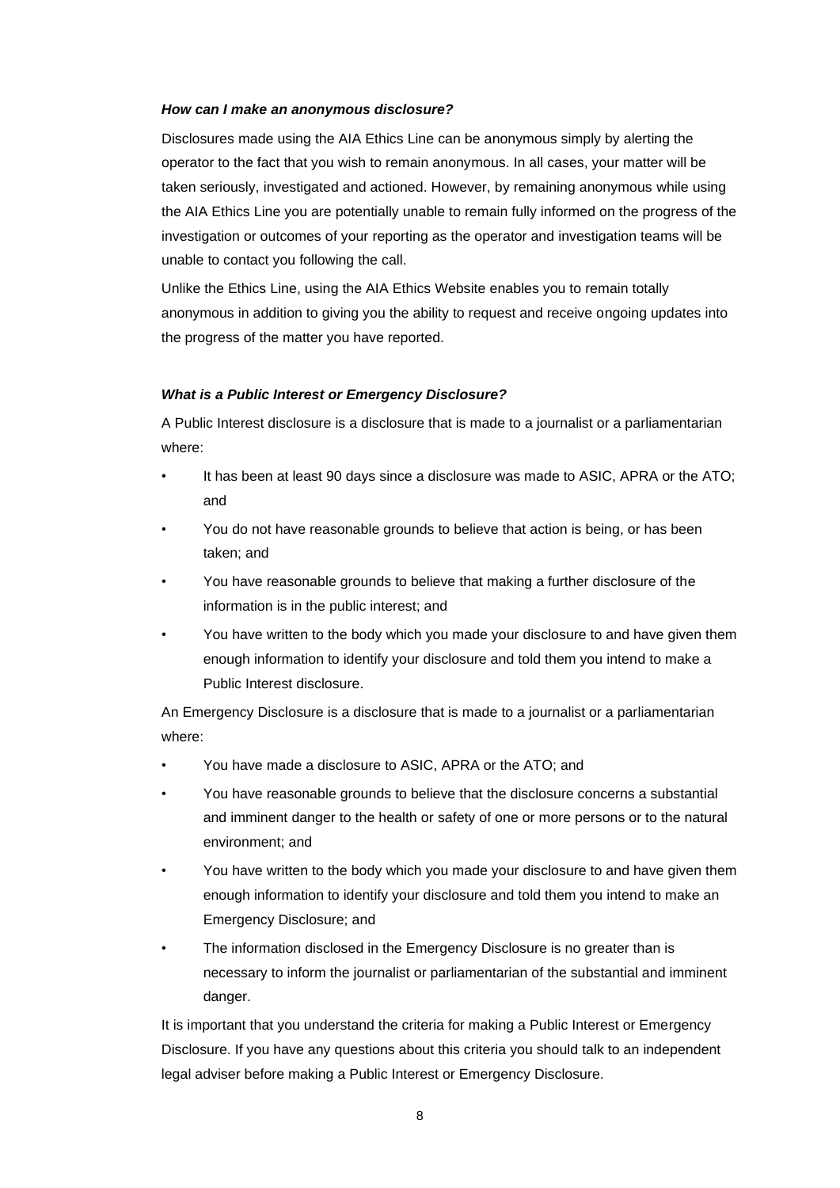***How can I make an anonymous disclosure?***

Disclosures made using the AIA Ethics Line can be anonymous simply by alerting the operator to the fact that you wish to remain anonymous. In all cases, your matter will be taken seriously, investigated and actioned. However, by remaining anonymous while using the AIA Ethics Line you are potentially unable to remain fully informed on the progress of the investigation or outcomes of your reporting as the operator and investigation teams will be unable to contact you following the call.

Unlike the Ethics Line, using the AIA Ethics Website enables you to remain totally anonymous in addition to giving you the ability to request and receive ongoing updates into the progress of the matter you have reported.

***What is a Public Interest or Emergency Disclosure?***

A Public Interest disclosure is a disclosure that is made to a journalist or a parliamentarian where:

- It has been at least 90 days since a disclosure was made to ASIC, APRA or the ATO; and
- You do not have reasonable grounds to believe that action is being, or has been taken; and
- You have reasonable grounds to believe that making a further disclosure of the information is in the public interest; and
- You have written to the body which you made your disclosure to and have given them enough information to identify your disclosure and told them you intend to make a Public Interest disclosure.

An Emergency Disclosure is a disclosure that is made to a journalist or a parliamentarian where:

- You have made a disclosure to ASIC, APRA or the ATO; and
- You have reasonable grounds to believe that the disclosure concerns a substantial and imminent danger to the health or safety of one or more persons or to the natural environment; and
- You have written to the body which you made your disclosure to and have given them enough information to identify your disclosure and told them you intend to make an Emergency Disclosure; and
- The information disclosed in the Emergency Disclosure is no greater than is necessary to inform the journalist or parliamentarian of the substantial and imminent danger.

It is important that you understand the criteria for making a Public Interest or Emergency Disclosure. If you have any questions about this criteria you should talk to an independent legal adviser before making a Public Interest or Emergency Disclosure.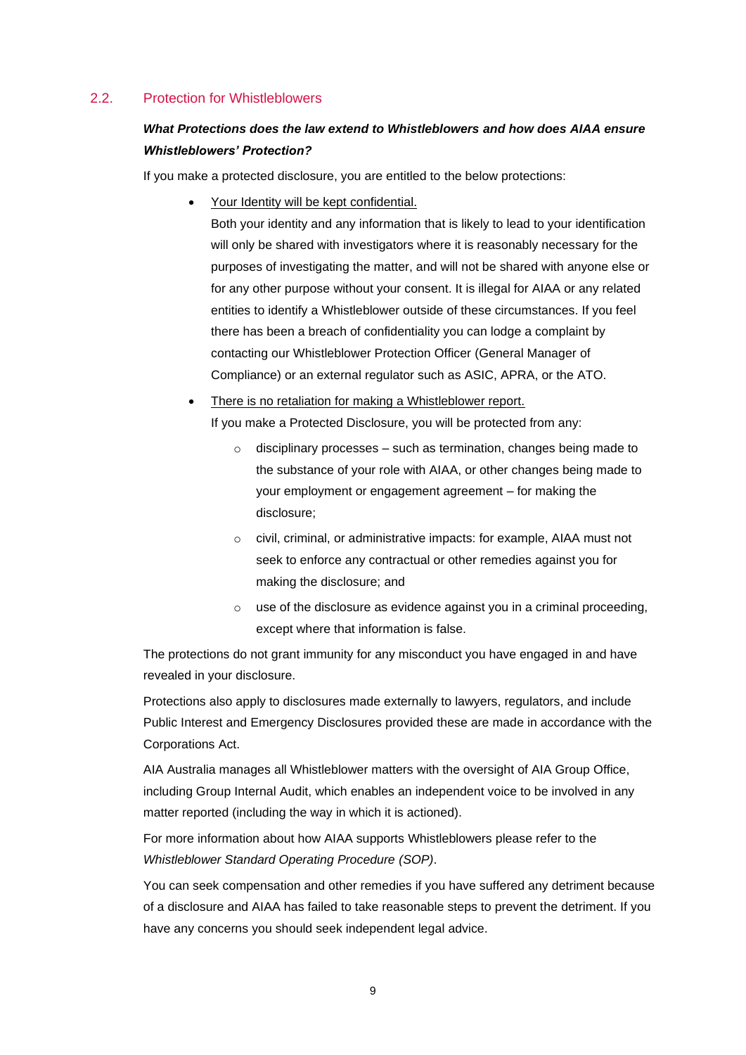## 2.2. Protection for Whistleblowers

***What Protections does the law extend to Whistleblowers and how does AIAA ensure Whistleblowers' Protection?***

If you make a protected disclosure, you are entitled to the below protections:

- <u>Your Identity will be kept confidential.</u>
  Both your identity and any information that is likely to lead to your identification will only be shared with investigators where it is reasonably necessary for the purposes of investigating the matter, and will not be shared with anyone else or for any other purpose without your consent. It is illegal for AIAA or any related entities to identify a Whistleblower outside of these circumstances. If you feel there has been a breach of confidentiality you can lodge a complaint by contacting our Whistleblower Protection Officer (General Manager of Compliance) or an external regulator such as ASIC, APRA, or the ATO.
- <u>There is no retaliation for making a Whistleblower report.</u>
  If you make a Protected Disclosure, you will be protected from any:
  - disciplinary processes – such as termination, changes being made to the substance of your role with AIAA, or other changes being made to your employment or engagement agreement – for making the disclosure;
  - civil, criminal, or administrative impacts: for example, AIAA must not seek to enforce any contractual or other remedies against you for making the disclosure; and
  - use of the disclosure as evidence against you in a criminal proceeding, except where that information is false.

The protections do not grant immunity for any misconduct you have engaged in and have revealed in your disclosure.

Protections also apply to disclosures made externally to lawyers, regulators, and include Public Interest and Emergency Disclosures provided these are made in accordance with the Corporations Act.

AIA Australia manages all Whistleblower matters with the oversight of AIA Group Office, including Group Internal Audit, which enables an independent voice to be involved in any matter reported (including the way in which it is actioned).

For more information about how AIAA supports Whistleblowers please refer to the *Whistleblower Standard Operating Procedure (SOP)*.

You can seek compensation and other remedies if you have suffered any detriment because of a disclosure and AIAA has failed to take reasonable steps to prevent the detriment. If you have any concerns you should seek independent legal advice.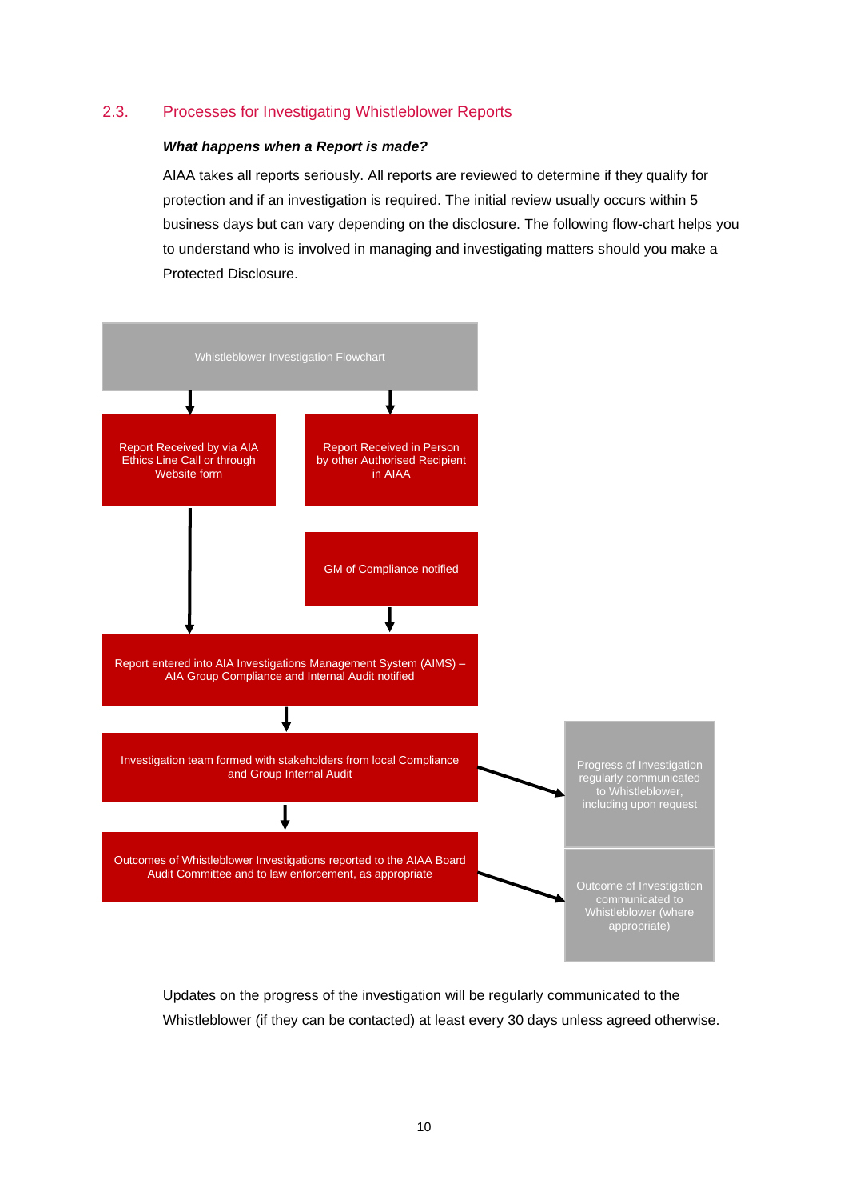## 2.3. Processes for Investigating Whistleblower Reports

***What happens when a Report is made?***

AIAA takes all reports seriously. All reports are reviewed to determine if they qualify for protection and if an investigation is required. The initial review usually occurs within 5 business days but can vary depending on the disclosure. The following flow-chart helps you to understand who is involved in managing and investigating matters should you make a Protected Disclosure.

Whistleblower Investigation Flowchart

- Report Received by via AIA Ethics Line Call or through Website form
- Report Received in Person by other Authorised Recipient in AIAA
  - GM of Compliance notified
- Report entered into AIA Investigations Management System (AIMS) – AIA Group Compliance and Internal Audit notified
- Investigation team formed with stakeholders from local Compliance and Group Internal Audit
  - → Progress of Investigation regularly communicated to Whistleblower, including upon request
- Outcomes of Whistleblower Investigations reported to the AIAA Board Audit Committee and to law enforcement, as appropriate
  - → Outcome of Investigation communicated to Whistleblower (where appropriate)

Updates on the progress of the investigation will be regularly communicated to the Whistleblower (if they can be contacted) at least every 30 days unless agreed otherwise.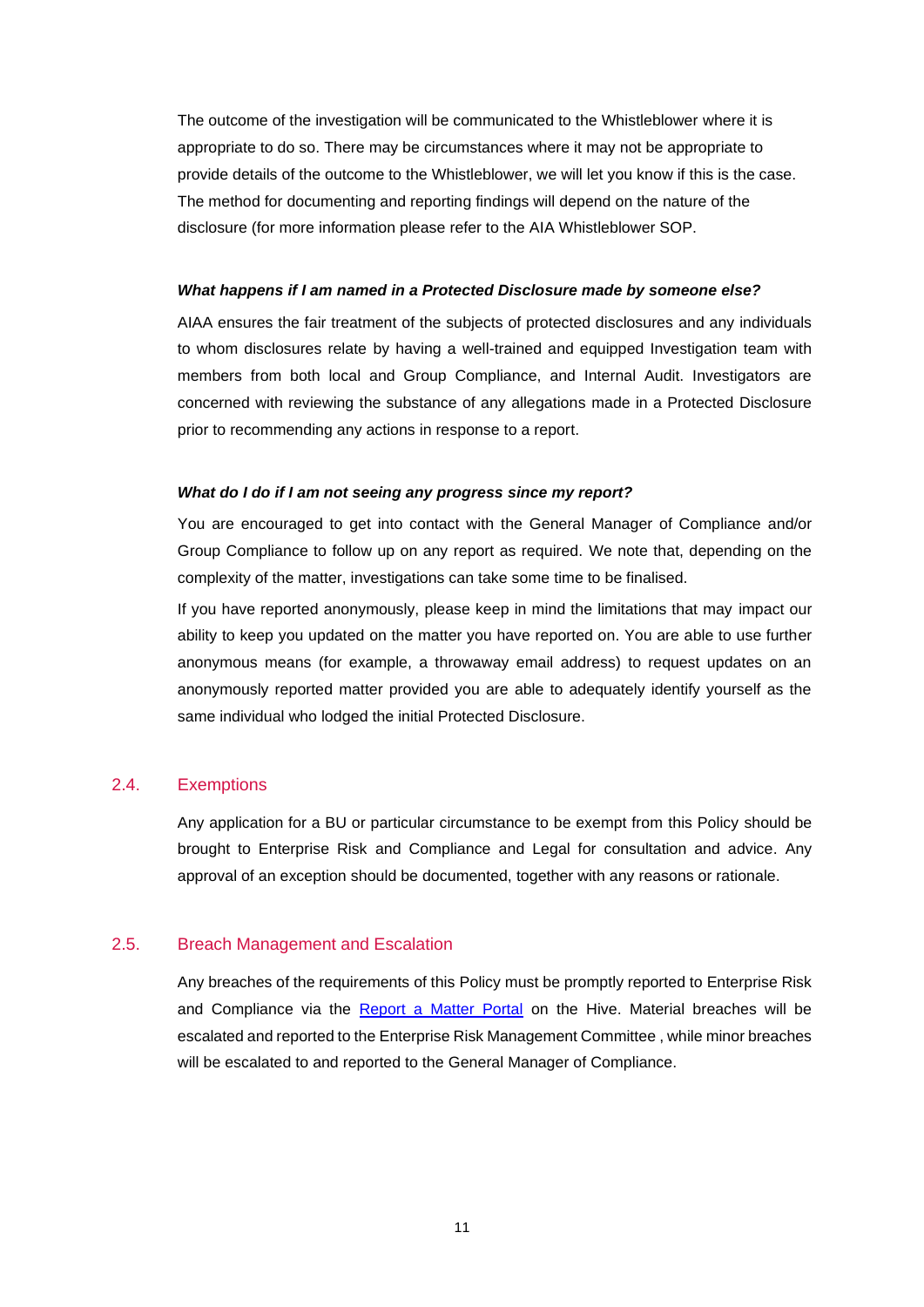The outcome of the investigation will be communicated to the Whistleblower where it is appropriate to do so. There may be circumstances where it may not be appropriate to provide details of the outcome to the Whistleblower, we will let you know if this is the case. The method for documenting and reporting findings will depend on the nature of the disclosure (for more information please refer to the AIA Whistleblower SOP.

***What happens if I am named in a Protected Disclosure made by someone else?***

AIAA ensures the fair treatment of the subjects of protected disclosures and any individuals to whom disclosures relate by having a well-trained and equipped Investigation team with members from both local and Group Compliance, and Internal Audit. Investigators are concerned with reviewing the substance of any allegations made in a Protected Disclosure prior to recommending any actions in response to a report.

***What do I do if I am not seeing any progress since my report?***

You are encouraged to get into contact with the General Manager of Compliance and/or Group Compliance to follow up on any report as required. We note that, depending on the complexity of the matter, investigations can take some time to be finalised.

If you have reported anonymously, please keep in mind the limitations that may impact our ability to keep you updated on the matter you have reported on. You are able to use further anonymous means (for example, a throwaway email address) to request updates on an anonymously reported matter provided you are able to adequately identify yourself as the same individual who lodged the initial Protected Disclosure.

## 2.4. Exemptions

Any application for a BU or particular circumstance to be exempt from this Policy should be brought to Enterprise Risk and Compliance and Legal for consultation and advice. Any approval of an exception should be documented, together with any reasons or rationale.

## 2.5. Breach Management and Escalation

Any breaches of the requirements of this Policy must be promptly reported to Enterprise Risk and Compliance via the Report a Matter Portal on the Hive. Material breaches will be escalated and reported to the Enterprise Risk Management Committee , while minor breaches will be escalated to and reported to the General Manager of Compliance.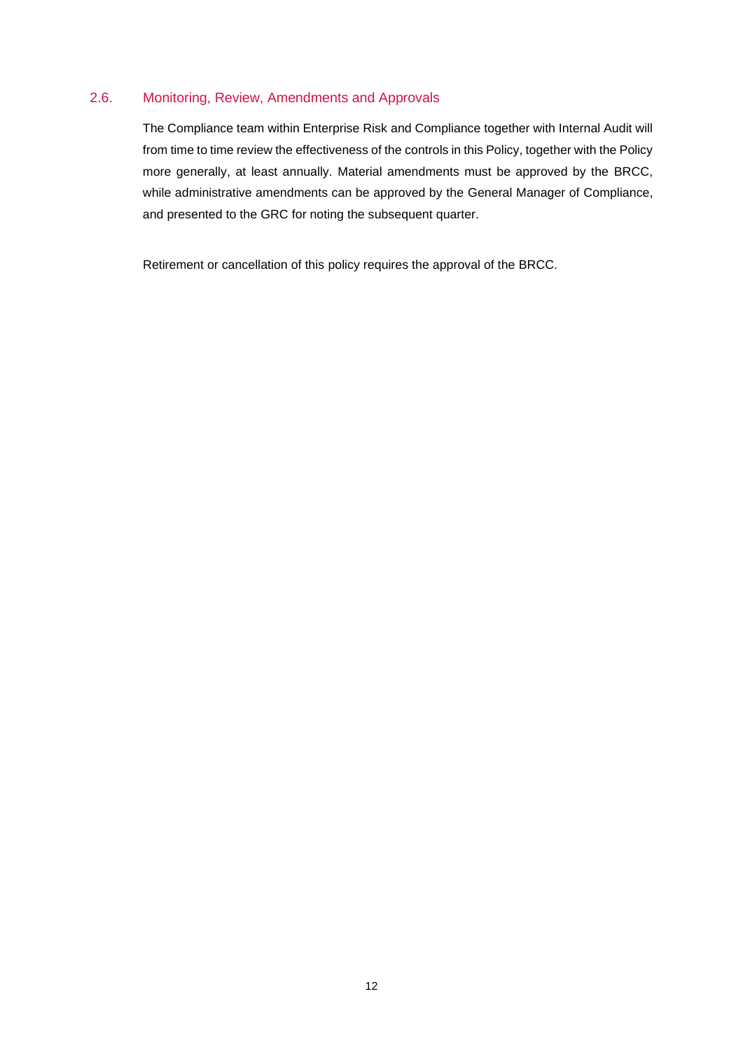## 2.6. Monitoring, Review, Amendments and Approvals

The Compliance team within Enterprise Risk and Compliance together with Internal Audit will from time to time review the effectiveness of the controls in this Policy, together with the Policy more generally, at least annually. Material amendments must be approved by the BRCC, while administrative amendments can be approved by the General Manager of Compliance, and presented to the GRC for noting the subsequent quarter.

Retirement or cancellation of this policy requires the approval of the BRCC.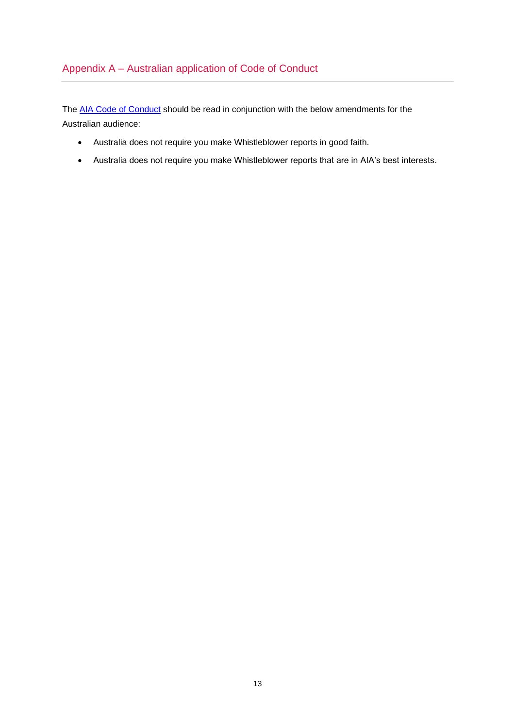## Appendix A – Australian application of Code of Conduct

The AIA Code of Conduct should be read in conjunction with the below amendments for the Australian audience:

- Australia does not require you make Whistleblower reports in good faith.
- Australia does not require you make Whistleblower reports that are in AIA's best interests.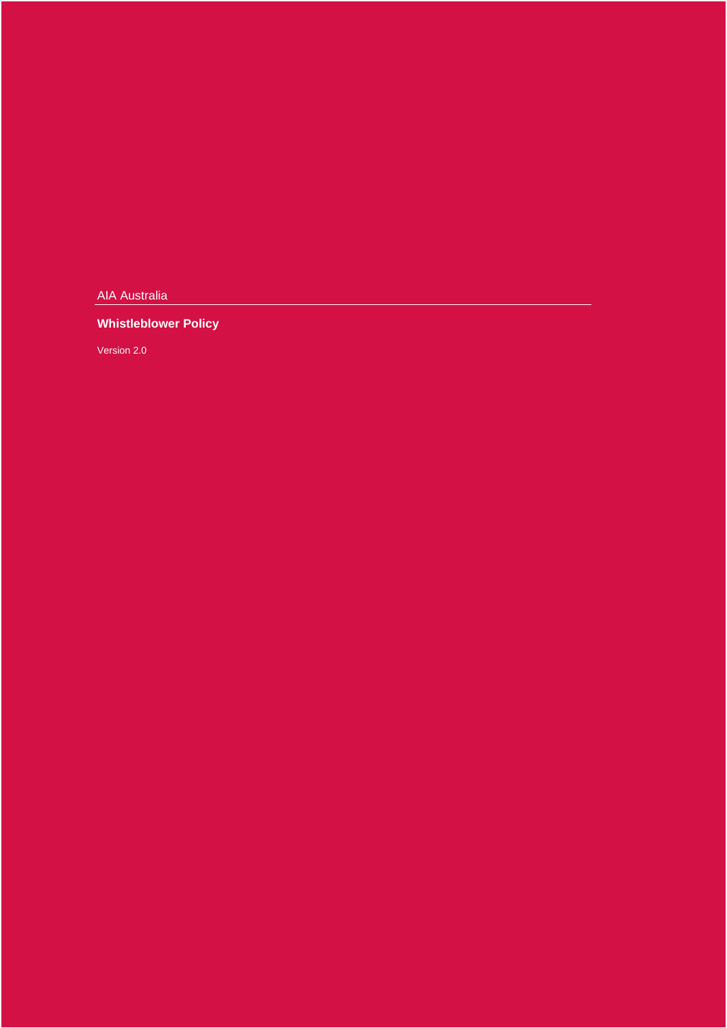AIA Australia

**Whistleblower Policy**

Version 2.0